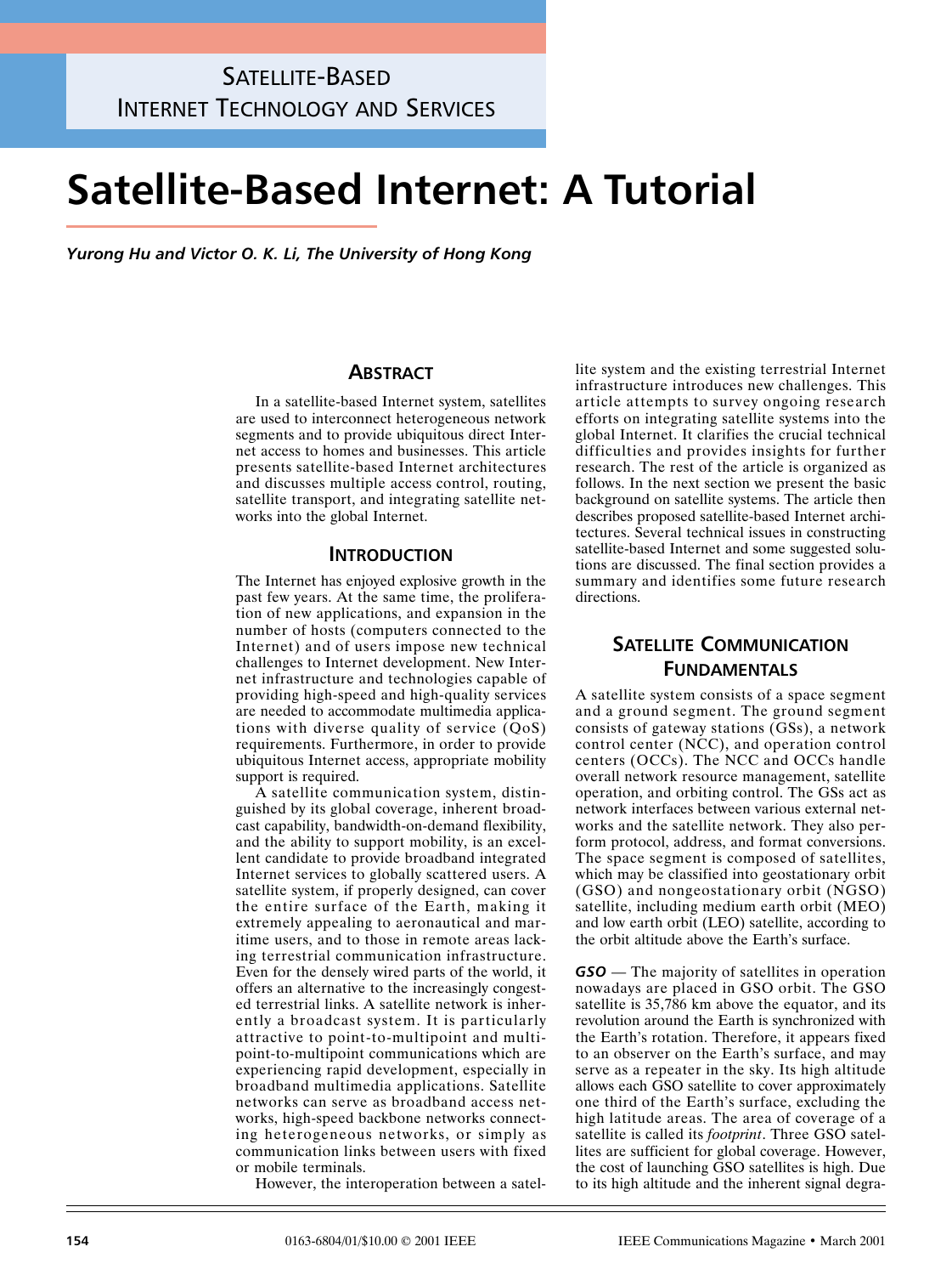Satellite-Based Internet Technology and Services

# Satellite-Based Internet: A Tutorial

*Yurong Hu and Victor O. K. Li, The University of Hong Kong*

## Abstract

In a satellite-based Internet system, satellites are used to interconnect heterogeneous network segments and to provide ubiquitous direct Internet access to homes and businesses. This article presents satellite-based Internet architectures and discusses multiple access control, routing, satellite transport, and integrating satellite networks into the global Internet.

## Introduction

The Internet has enjoyed explosive growth in the past few years. At the same time, the proliferation of new applications, and expansion in the number of hosts (computers connected to the Internet) and of users impose new technical challenges to Internet development. New Internet infrastructure and technologies capable of providing high-speed and high-quality services are needed to accommodate multimedia applications with diverse quality of service (QoS) requirements. Furthermore, in order to provide ubiquitous Internet access, appropriate mobility support is required.

A satellite communication system, distinguished by its global coverage, inherent broadcast capability, bandwidth-on-demand flexibility, and the ability to support mobility, is an excellent candidate to provide broadband integrated Internet services to globally scattered users. A satellite system, if properly designed, can cover the entire surface of the Earth, making it extremely appealing to aeronautical and maritime users, and to those in remote areas lacking terrestrial communication infrastructure. Even for the densely wired parts of the world, it offers an alternative to the increasingly congested terrestrial links. A satellite network is inherently a broadcast system. It is particularly attractive to point-to-multipoint and multipoint-to-multipoint communications which are experiencing rapid development, especially in broadband multimedia applications. Satellite networks can serve as broadband access networks, high-speed backbone networks connecting heterogeneous networks, or simply as communication links between users with fixed or mobile terminals.

However, the interoperation between a satellite system and the existing terrestrial Internet infrastructure introduces new challenges. This article attempts to survey ongoing research efforts on integrating satellite systems into the global Internet. It clarifies the crucial technical difficulties and provides insights for further research. The rest of the article is organized as follows. In the next section we present the basic background on satellite systems. The article then describes proposed satellite-based Internet architectures. Several technical issues in constructing satellite-based Internet and some suggested solutions are discussed. The final section provides a summary and identifies some future research directions.

## Satellite Communication Fundamentals

A satellite system consists of a space segment and a ground segment. The ground segment consists of gateway stations (GSs), a network control center (NCC), and operation control centers (OCCs). The NCC and OCCs handle overall network resource management, satellite operation, and orbiting control. The GSs act as network interfaces between various external networks and the satellite network. They also perform protocol, address, and format conversions. The space segment is composed of satellites, which may be classified into geostationary orbit (GSO) and nongeostationary orbit (NGSO) satellite, including medium earth orbit (MEO) and low earth orbit (LEO) satellite, according to the orbit altitude above the Earth's surface.

***GSO*** — The majority of satellites in operation nowadays are placed in GSO orbit. The GSO satellite is 35,786 km above the equator, and its revolution around the Earth is synchronized with the Earth's rotation. Therefore, it appears fixed to an observer on the Earth's surface, and may serve as a repeater in the sky. Its high altitude allows each GSO satellite to cover approximately one third of the Earth's surface, excluding the high latitude areas. The area of coverage of a satellite is called its *footprint*. Three GSO satellites are sufficient for global coverage. However, the cost of launching GSO satellites is high. Due to its high altitude and the inherent signal degra-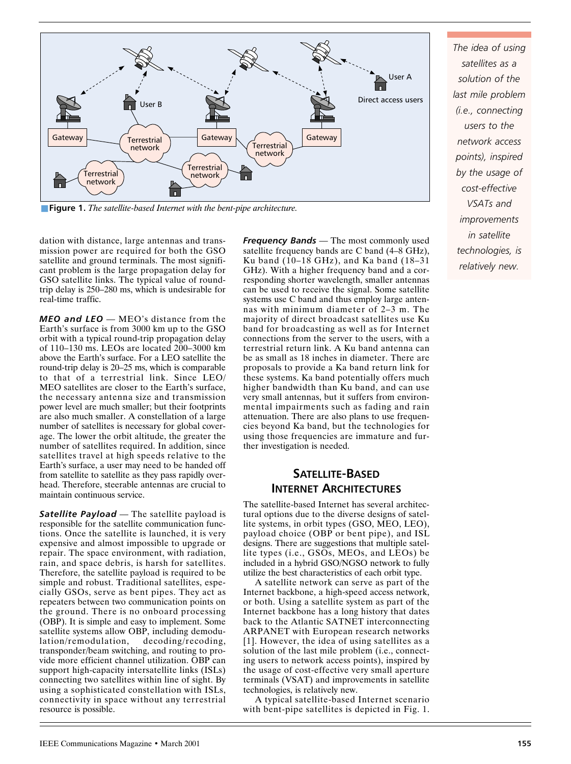**Figure 1.** *The satellite-based Internet with the bent-pipe architecture.*

dation with distance, large antennas and transmission power are required for both the GSO satellite and ground terminals. The most significant problem is the large propagation delay for GSO satellite links. The typical value of round-trip delay is 250–280 ms, which is undesirable for real-time traffic.

***MEO and LEO*** — MEO's distance from the Earth's surface is from 3000 km up to the GSO orbit with a typical round-trip propagation delay of 110–130 ms. LEOs are located 200–3000 km above the Earth's surface. For a LEO satellite the round-trip delay is 20–25 ms, which is comparable to that of a terrestrial link. Since LEO/MEO satellites are closer to the Earth's surface, the necessary antenna size and transmission power level are much smaller; but their footprints are also much smaller. A constellation of a large number of satellites is necessary for global coverage. The lower the orbit altitude, the greater the number of satellites required. In addition, since satellites travel at high speeds relative to the Earth's surface, a user may need to be handed off from satellite to satellite as they pass rapidly overhead. Therefore, steerable antennas are crucial to maintain continuous service.

***Satellite Payload*** — The satellite payload is responsible for the satellite communication functions. Once the satellite is launched, it is very expensive and almost impossible to upgrade or repair. The space environment, with radiation, rain, and space debris, is harsh for satellites. Therefore, the satellite payload is required to be simple and robust. Traditional satellites, especially GSOs, serve as bent pipes. They act as repeaters between two communication points on the ground. There is no onboard processing (OBP). It is simple and easy to implement. Some satellite systems allow OBP, including demodulation/remodulation, decoding/recoding, transponder/beam switching, and routing to provide more efficient channel utilization. OBP can support high-capacity intersatellite links (ISLs) connecting two satellites within line of sight. By using a sophisticated constellation with ISLs, connectivity in space without any terrestrial resource is possible.

***Frequency Bands*** — The most commonly used satellite frequency bands are C band (4–8 GHz), Ku band (10–18 GHz), and Ka band (18–31 GHz). With a higher frequency band and a corresponding shorter wavelength, smaller antennas can be used to receive the signal. Some satellite systems use C band and thus employ large antennas with minimum diameter of 2–3 m. The majority of direct broadcast satellites use Ku band for broadcasting as well as for Internet connections from the server to the users, with a terrestrial return link. A Ku band antenna can be as small as 18 inches in diameter. There are proposals to provide a Ka band return link for these systems. Ka band potentially offers much higher bandwidth than Ku band, and can use very small antennas, but it suffers from environmental impairments such as fading and rain attenuation. There are also plans to use frequencies beyond Ka band, but the technologies for using those frequencies are immature and further investigation is needed.

## Satellite-Based Internet Architectures

The satellite-based Internet has several architectural options due to the diverse designs of satellite systems, in orbit types (GSO, MEO, LEO), payload choice (OBP or bent pipe), and ISL designs. There are suggestions that multiple satellite types (i.e., GSOs, MEOs, and LEOs) be included in a hybrid GSO/NGSO network to fully utilize the best characteristics of each orbit type.

A satellite network can serve as part of the Internet backbone, a high-speed access network, or both. Using a satellite system as part of the Internet backbone has a long history that dates back to the Atlantic SATNET interconnecting ARPANET with European research networks [1]. However, the idea of using satellites as a solution of the last mile problem (i.e., connecting users to network access points), inspired by the usage of cost-effective very small aperture terminals (VSAT) and improvements in satellite technologies, is relatively new.

A typical satellite-based Internet scenario with bent-pipe satellites is depicted in Fig. 1.

*The idea of using satellites as a solution of the last mile problem (i.e., connecting users to the network access points), inspired by the usage of cost-effective VSATs and improvements in satellite technologies, is relatively new.*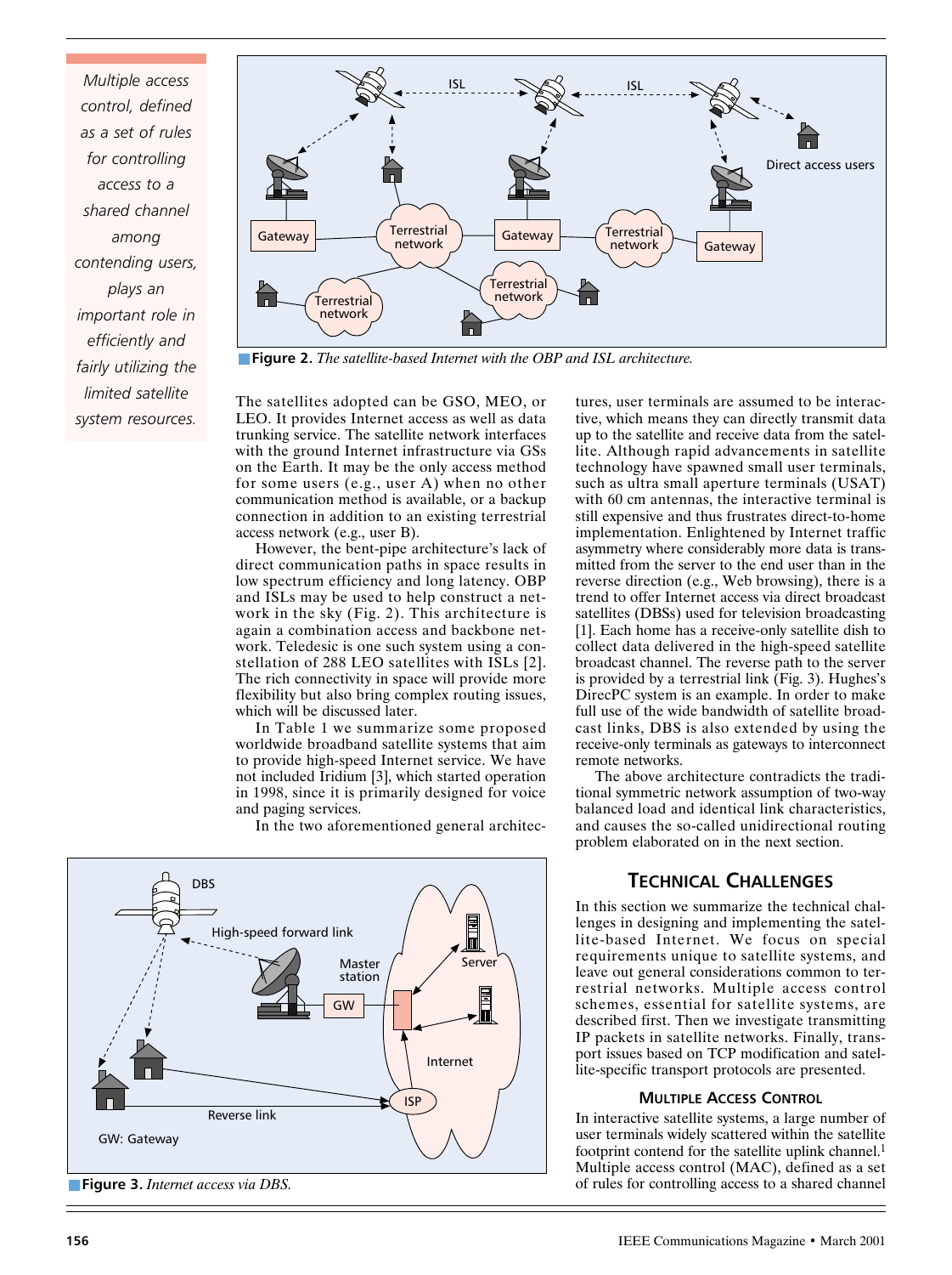*Multiple access control, defined as a set of rules for controlling access to a shared channel among contending users, plays an important role in efficiently and fairly utilizing the limited satellite system resources.*

**Figure 2.** *The satellite-based Internet with the OBP and ISL architecture.*

The satellites adopted can be GSO, MEO, or LEO. It provides Internet access as well as data trunking service. The satellite network interfaces with the ground Internet infrastructure via GSs on the Earth. It may be the only access method for some users (e.g., user A) when no other communication method is available, or a backup connection in addition to an existing terrestrial access network (e.g., user B).

However, the bent-pipe architecture's lack of direct communication paths in space results in low spectrum efficiency and long latency. OBP and ISLs may be used to help construct a network in the sky (Fig. 2). This architecture is again a combination access and backbone network. Teledesic is one such system using a constellation of 288 LEO satellites with ISLs [2]. The rich connectivity in space will provide more flexibility but also bring complex routing issues, which will be discussed later.

In Table 1 we summarize some proposed worldwide broadband satellite systems that aim to provide high-speed Internet service. We have not included Iridium [3], which started operation in 1998, since it is primarily designed for voice and paging services.

In the two aforementioned general architectures, user terminals are assumed to be interactive, which means they can directly transmit data up to the satellite and receive data from the satellite. Although rapid advancements in satellite technology have spawned small user terminals, such as ultra small aperture terminals (USAT) with 60 cm antennas, the interactive terminal is still expensive and thus frustrates direct-to-home implementation. Enlightened by Internet traffic asymmetry where considerably more data is transmitted from the server to the end user than in the reverse direction (e.g., Web browsing), there is a trend to offer Internet access via direct broadcast satellites (DBSs) used for television broadcasting [1]. Each home has a receive-only satellite dish to collect data delivered in the high-speed satellite broadcast channel. The reverse path to the server is provided by a terrestrial link (Fig. 3). Hughes's DirecPC system is an example. In order to make full use of the wide bandwidth of satellite broadcast links, DBS is also extended by using the receive-only terminals as gateways to interconnect remote networks.

The above architecture contradicts the traditional symmetric network assumption of two-way balanced load and identical link characteristics, and causes the so-called unidirectional routing problem elaborated on in the next section.

**Figure 3.** *Internet access via DBS.*

## Technical Challenges

In this section we summarize the technical challenges in designing and implementing the satellite-based Internet. We focus on special requirements unique to satellite systems, and leave out general considerations common to terrestrial networks. Multiple access control schemes, essential for satellite systems, are described first. Then we investigate transmitting IP packets in satellite networks. Finally, transport issues based on TCP modification and satellite-specific transport protocols are presented.

### Multiple Access Control

In interactive satellite systems, a large number of user terminals widely scattered within the satellite footprint contend for the satellite uplink channel.[1] Multiple access control (MAC), defined as a set of rules for controlling access to a shared channel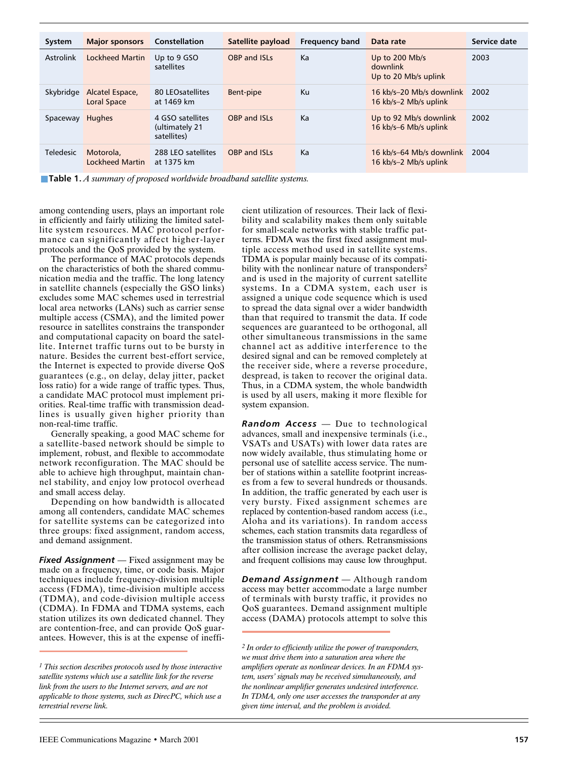| System | Major sponsors | Constellation | Satellite payload | Frequency band | Data rate | Service date |
|---|---|---|---|---|---|---|
| Astrolink | Lockheed Martin | Up to 9 GSO satellites | OBP and ISLs | Ka | Up to 200 Mb/s downlink Up to 20 Mb/s uplink | 2003 |
| Skybridge | Alcatel Espace, Loral Space | 80 LEOsatellites at 1469 km | Bent-pipe | Ku | 16 kb/s–20 Mb/s downlink 16 kb/s–2 Mb/s uplink | 2002 |
| Spaceway | Hughes | 4 GSO satellites (ultimately 21 satellites) | OBP and ISLs | Ka | Up to 92 Mb/s downlink 16 kb/s–6 Mb/s uplink | 2002 |
| Teledesic | Motorola, Lockheed Martin | 288 LEO satellites at 1375 km | OBP and ISLs | Ka | 16 kb/s–64 Mb/s downlink 16 kb/s–2 Mb/s uplink | 2004 |

**Table 1.** *A summary of proposed worldwide broadband satellite systems.*

among contending users, plays an important role in efficiently and fairly utilizing the limited satellite system resources. MAC protocol performance can significantly affect higher-layer protocols and the QoS provided by the system.

The performance of MAC protocols depends on the characteristics of both the shared communication media and the traffic. The long latency in satellite channels (especially the GSO links) excludes some MAC schemes used in terrestrial local area networks (LANs) such as carrier sense multiple access (CSMA), and the limited power resource in satellites constrains the transponder and computational capacity on board the satellite. Internet traffic turns out to be bursty in nature. Besides the current best-effort service, the Internet is expected to provide diverse QoS guarantees (e.g., on delay, delay jitter, packet loss ratio) for a wide range of traffic types. Thus, a candidate MAC protocol must implement priorities. Real-time traffic with transmission deadlines is usually given higher priority than non-real-time traffic.

Generally speaking, a good MAC scheme for a satellite-based network should be simple to implement, robust, and flexible to accommodate network reconfiguration. The MAC should be able to achieve high throughput, maintain channel stability, and enjoy low protocol overhead and small access delay.

Depending on how bandwidth is allocated among all contenders, candidate MAC schemes for satellite systems can be categorized into three groups: fixed assignment, random access, and demand assignment.

***Fixed Assignment*** — Fixed assignment may be made on a frequency, time, or code basis. Major techniques include frequency-division multiple access (FDMA), time-division multiple access (TDMA), and code-division multiple access (CDMA). In FDMA and TDMA systems, each station utilizes its own dedicated channel. They are contention-free, and can provide QoS guarantees. However, this is at the expense of inefficient utilization of resources. Their lack of flexibility and scalability makes them only suitable for small-scale networks with stable traffic patterns. FDMA was the first fixed assignment multiple access method used in satellite systems. TDMA is popular mainly because of its compatibility with the nonlinear nature of transponders[2] and is used in the majority of current satellite systems. In a CDMA system, each user is assigned a unique code sequence which is used to spread the data signal over a wider bandwidth than that required to transmit the data. If code sequences are guaranteed to be orthogonal, all other simultaneous transmissions in the same channel act as additive interference to the desired signal and can be removed completely at the receiver side, where a reverse procedure, despread, is taken to recover the original data. Thus, in a CDMA system, the whole bandwidth is used by all users, making it more flexible for system expansion.

***Random Access*** — Due to technological advances, small and inexpensive terminals (i.e., VSATs and USATs) with lower data rates are now widely available, thus stimulating home or personal use of satellite access service. The number of stations within a satellite footprint increases from a few to several hundreds or thousands. In addition, the traffic generated by each user is very bursty. Fixed assignment schemes are replaced by contention-based random access (i.e., Aloha and its variations). In random access schemes, each station transmits data regardless of the transmission status of others. Retransmissions after collision increase the average packet delay, and frequent collisions may cause low throughput.

***Demand Assignment*** — Although random access may better accommodate a large number of terminals with bursty traffic, it provides no QoS guarantees. Demand assignment multiple access (DAMA) protocols attempt to solve this

---

[1] *This section describes protocols used by those interactive satellite systems which use a satellite link for the reverse link from the users to the Internet servers, and are not applicable to those systems, such as DirecPC, which use a terrestrial reverse link.*

[2] *In order to efficiently utilize the power of transponders, we must drive them into a saturation area where the amplifiers operate as nonlinear devices. In an FDMA system, users' signals may be received simultaneously, and the nonlinear amplifier generates undesired interference. In TDMA, only one user accesses the transponder at any given time interval, and the problem is avoided.*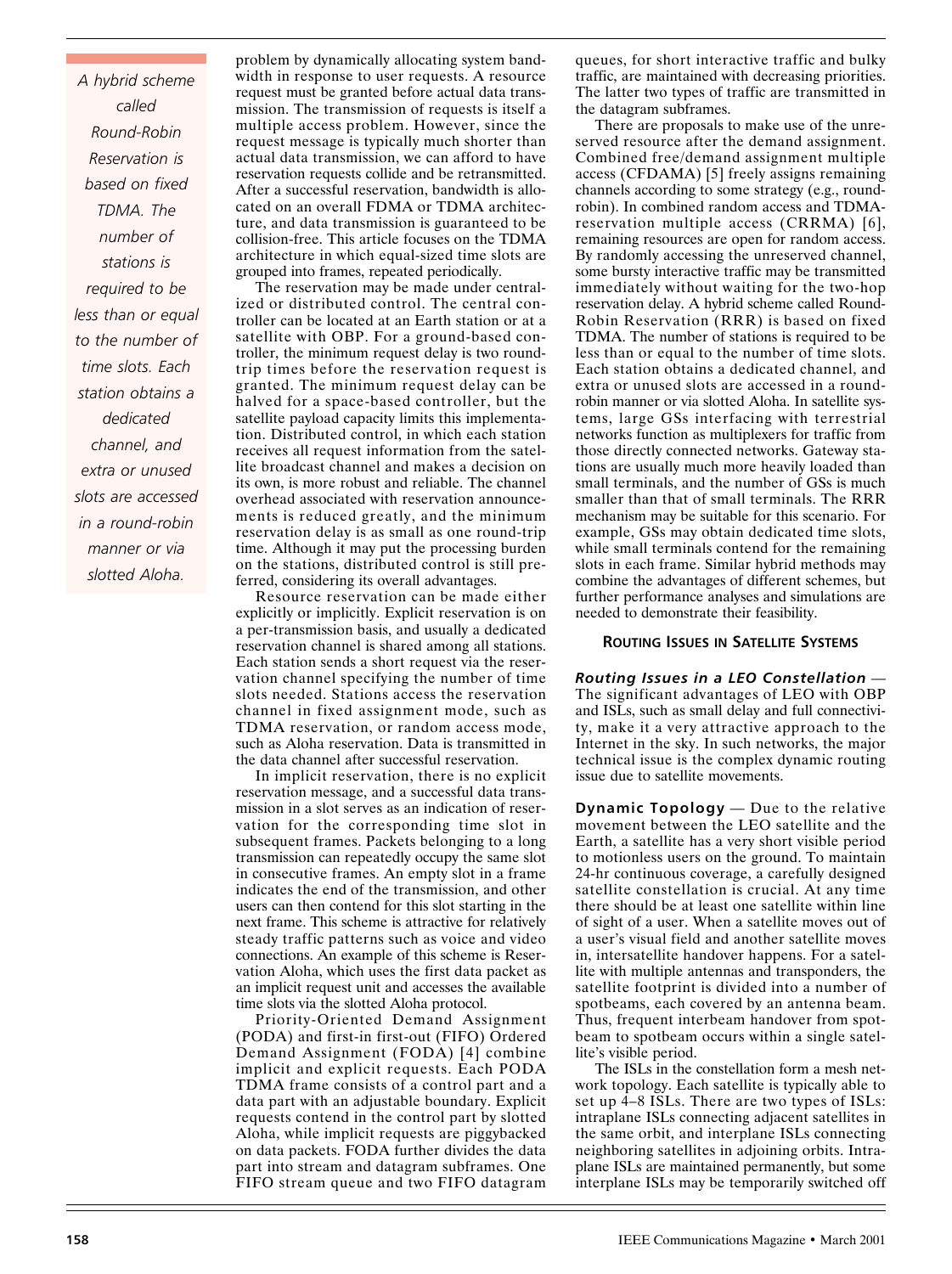problem by dynamically allocating system bandwidth in response to user requests. A resource request must be granted before actual data transmission. The transmission of requests is itself a multiple access problem. However, since the request message is typically much shorter than actual data transmission, we can afford to have reservation requests collide and be retransmitted. After a successful reservation, bandwidth is allocated on an overall FDMA or TDMA architecture, and data transmission is guaranteed to be collision-free. This article focuses on the TDMA architecture in which equal-sized time slots are grouped into frames, repeated periodically.

The reservation may be made under centralized or distributed control. The central controller can be located at an Earth station or at a satellite with OBP. For a ground-based controller, the minimum request delay is two round-trip times before the reservation request is granted. The minimum request delay can be halved for a space-based controller, but the satellite payload capacity limits this implementation. Distributed control, in which each station receives all request information from the satellite broadcast channel and makes a decision on its own, is more robust and reliable. The channel overhead associated with reservation announcements is reduced greatly, and the minimum reservation delay is as small as one round-trip time. Although it may put the processing burden on the stations, distributed control is still preferred, considering its overall advantages.

Resource reservation can be made either explicitly or implicitly. Explicit reservation is on a per-transmission basis, and usually a dedicated reservation channel is shared among all stations. Each station sends a short request via the reservation channel specifying the number of time slots needed. Stations access the reservation channel in fixed assignment mode, such as TDMA reservation, or random access mode, such as Aloha reservation. Data is transmitted in the data channel after successful reservation.

In implicit reservation, there is no explicit reservation message, and a successful data transmission in a slot serves as an indication of reservation for the corresponding time slot in subsequent frames. Packets belonging to a long transmission can repeatedly occupy the same slot in consecutive frames. An empty slot in a frame indicates the end of the transmission, and other users can then contend for this slot starting in the next frame. This scheme is attractive for relatively steady traffic patterns such as voice and video connections. An example of this scheme is Reservation Aloha, which uses the first data packet as an implicit request unit and accesses the available time slots via the slotted Aloha protocol.

Priority-Oriented Demand Assignment (PODA) and first-in first-out (FIFO) Ordered Demand Assignment (FODA) [4] combine implicit and explicit requests. Each PODA TDMA frame consists of a control part and a data part with an adjustable boundary. Explicit requests contend in the control part by slotted Aloha, while implicit requests are piggybacked on data packets. FODA further divides the data part into stream and datagram subframes. One FIFO stream queue and two FIFO datagram queues, for short interactive traffic and bulky traffic, are maintained with decreasing priorities. The latter two types of traffic are transmitted in the datagram subframes.

There are proposals to make use of the unreserved resource after the demand assignment. Combined free/demand assignment multiple access (CFDAMA) [5] freely assigns remaining channels according to some strategy (e.g., round-robin). In combined random access and TDMA-reservation multiple access (CRRMA) [6], remaining resources are open for random access. By randomly accessing the unreserved channel, some bursty interactive traffic may be transmitted immediately without waiting for the two-hop reservation delay. A hybrid scheme called Round-Robin Reservation (RRR) is based on fixed TDMA. The number of stations is required to be less than or equal to the number of time slots. Each station obtains a dedicated channel, and extra or unused slots are accessed in a round-robin manner or via slotted Aloha. In satellite systems, large GSs interfacing with terrestrial networks function as multiplexers for traffic from those directly connected networks. Gateway stations are usually much more heavily loaded than small terminals, and the number of GSs is much smaller than that of small terminals. The RRR mechanism may be suitable for this scenario. For example, GSs may obtain dedicated time slots, while small terminals contend for the remaining slots in each frame. Similar hybrid methods may combine the advantages of different schemes, but further performance analyses and simulations are needed to demonstrate their feasibility.

*A hybrid scheme called Round-Robin Reservation is based on fixed TDMA. The number of stations is required to be less than or equal to the number of time slots. Each station obtains a dedicated channel, and extra or unused slots are accessed in a round-robin manner or via slotted Aloha.*

## ROUTING ISSUES IN SATELLITE SYSTEMS

***Routing Issues in a LEO Constellation*** — The significant advantages of LEO with OBP and ISLs, such as small delay and full connectivity, make it a very attractive approach to the Internet in the sky. In such networks, the major technical issue is the complex dynamic routing issue due to satellite movements.

**Dynamic Topology** — Due to the relative movement between the LEO satellite and the Earth, a satellite has a very short visible period to motionless users on the ground. To maintain 24-hr continuous coverage, a carefully designed satellite constellation is crucial. At any time there should be at least one satellite within line of sight of a user. When a satellite moves out of a user's visual field and another satellite moves in, intersatellite handover happens. For a satellite with multiple antennas and transponders, the satellite footprint is divided into a number of spotbeams, each covered by an antenna beam. Thus, frequent interbeam handover from spotbeam to spotbeam occurs within a single satellite's visible period.

The ISLs in the constellation form a mesh network topology. Each satellite is typically able to set up 4–8 ISLs. There are two types of ISLs: intraplane ISLs connecting adjacent satellites in the same orbit, and interplane ISLs connecting neighboring satellites in adjoining orbits. Intraplane ISLs are maintained permanently, but some interplane ISLs may be temporarily switched off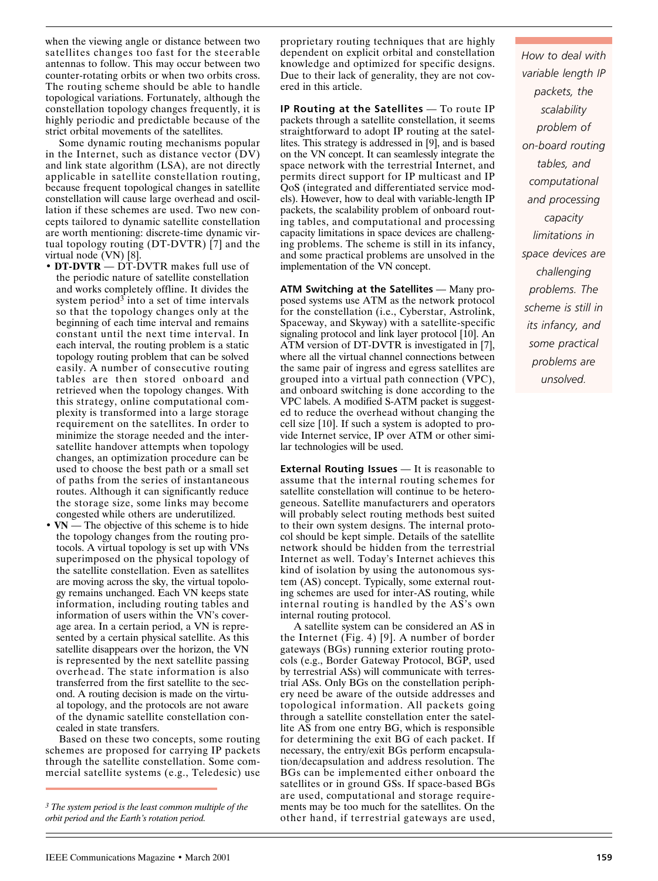when the viewing angle or distance between two satellites changes too fast for the steerable antennas to follow. This may occur between two counter-rotating orbits or when two orbits cross. The routing scheme should be able to handle topological variations. Fortunately, although the constellation topology changes frequently, it is highly periodic and predictable because of the strict orbital movements of the satellites.

Some dynamic routing mechanisms popular in the Internet, such as distance vector (DV) and link state algorithm (LSA), are not directly applicable in satellite constellation routing, because frequent topological changes in satellite constellation will cause large overhead and oscillation if these schemes are used. Two new concepts tailored to dynamic satellite constellation are worth mentioning: discrete-time dynamic virtual topology routing (DT-DVTR) [7] and the virtual node (VN) [8].

- **DT-DVTR** — DT-DVTR makes full use of the periodic nature of satellite constellation and works completely offline. It divides the system period[3] into a set of time intervals so that the topology changes only at the beginning of each time interval and remains constant until the next time interval. In each interval, the routing problem is a static topology routing problem that can be solved easily. A number of consecutive routing tables are then stored onboard and retrieved when the topology changes. With this strategy, online computational complexity is transformed into a large storage requirement on the satellites. In order to minimize the storage needed and the intersatellite handover attempts when topology changes, an optimization procedure can be used to choose the best path or a small set of paths from the series of instantaneous routes. Although it can significantly reduce the storage size, some links may become congested while others are underutilized.
- **VN** — The objective of this scheme is to hide the topology changes from the routing protocols. A virtual topology is set up with VNs superimposed on the physical topology of the satellite constellation. Even as satellites are moving across the sky, the virtual topology remains unchanged. Each VN keeps state information, including routing tables and information of users within the VN's coverage area. In a certain period, a VN is represented by a certain physical satellite. As this satellite disappears over the horizon, the VN is represented by the next satellite passing overhead. The state information is also transferred from the first satellite to the second. A routing decision is made on the virtual topology, and the protocols are not aware of the dynamic satellite constellation concealed in state transfers.

Based on these two concepts, some routing schemes are proposed for carrying IP packets through the satellite constellation. Some commercial satellite systems (e.g., Teledesic) use proprietary routing techniques that are highly dependent on explicit orbital and constellation knowledge and optimized for specific designs. Due to their lack of generality, they are not covered in this article.

[3] *The system period is the least common multiple of the orbit period and the Earth's rotation period.*

**IP Routing at the Satellites** — To route IP packets through a satellite constellation, it seems straightforward to adopt IP routing at the satellites. This strategy is addressed in [9], and is based on the VN concept. It can seamlessly integrate the space network with the terrestrial Internet, and permits direct support for IP multicast and IP QoS (integrated and differentiated service models). However, how to deal with variable-length IP packets, the scalability problem of onboard routing tables, and computational and processing capacity limitations in space devices are challenging problems. The scheme is still in its infancy, and some practical problems are unsolved in the implementation of the VN concept.

*How to deal with variable length IP packets, the scalability problem of on-board routing tables, and computational and processing capacity limitations in space devices are challenging problems. The scheme is still in its infancy, and some practical problems are unsolved.*

**ATM Switching at the Satellites** — Many proposed systems use ATM as the network protocol for the constellation (i.e., Cyberstar, Astrolink, Spaceway, and Skyway) with a satellite-specific signaling protocol and link layer protocol [10]. An ATM version of DT-DVTR is investigated in [7], where all the virtual channel connections between the same pair of ingress and egress satellites are grouped into a virtual path connection (VPC), and onboard switching is done according to the VPC labels. A modified S-ATM packet is suggested to reduce the overhead without changing the cell size [10]. If such a system is adopted to provide Internet service, IP over ATM or other similar technologies will be used.

**External Routing Issues** — It is reasonable to assume that the internal routing schemes for satellite constellation will continue to be heterogeneous. Satellite manufacturers and operators will probably select routing methods best suited to their own system designs. The internal protocol should be kept simple. Details of the satellite network should be hidden from the terrestrial Internet as well. Today's Internet achieves this kind of isolation by using the autonomous system (AS) concept. Typically, some external routing schemes are used for inter-AS routing, while internal routing is handled by the AS's own internal routing protocol.

A satellite system can be considered an AS in the Internet (Fig. 4) [9]. A number of border gateways (BGs) running exterior routing protocols (e.g., Border Gateway Protocol, BGP, used by terrestrial ASs) will communicate with terrestrial ASs. Only BGs on the constellation periphery need be aware of the outside addresses and topological information. All packets going through a satellite constellation enter the satellite AS from one entry BG, which is responsible for determining the exit BG of each packet. If necessary, the entry/exit BGs perform encapsulation/decapsulation and address resolution. The BGs can be implemented either onboard the satellites or in ground GSs. If space-based BGs are used, computational and storage requirements may be too much for the satellites. On the other hand, if terrestrial gateways are used,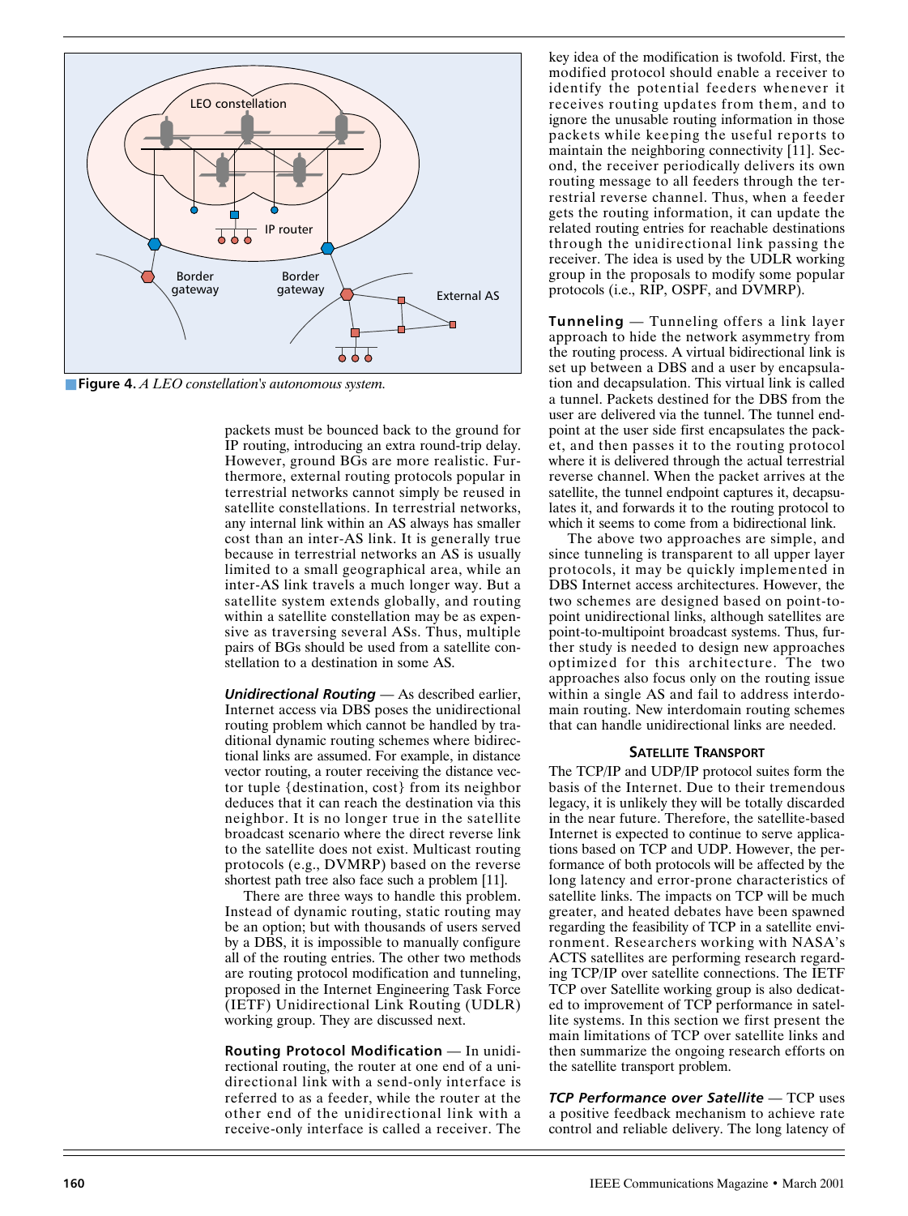**Figure 4.** *A LEO constellation's autonomous system.*

packets must be bounced back to the ground for IP routing, introducing an extra round-trip delay. However, ground BGs are more realistic. Furthermore, external routing protocols popular in terrestrial networks cannot simply be reused in satellite constellations. In terrestrial networks, any internal link within an AS always has smaller cost than an inter-AS link. It is generally true because in terrestrial networks an AS is usually limited to a small geographical area, while an inter-AS link travels a much longer way. But a satellite system extends globally, and routing within a satellite constellation may be as expensive as traversing several ASs. Thus, multiple pairs of BGs should be used from a satellite constellation to a destination in some AS.

***Unidirectional Routing*** — As described earlier, Internet access via DBS poses the unidirectional routing problem which cannot be handled by traditional dynamic routing schemes where bidirectional links are assumed. For example, in distance vector routing, a router receiving the distance vector tuple {destination, cost} from its neighbor deduces that it can reach the destination via this neighbor. It is no longer true in the satellite broadcast scenario where the direct reverse link to the satellite does not exist. Multicast routing protocols (e.g., DVMRP) based on the reverse shortest path tree also face such a problem [11].

There are three ways to handle this problem. Instead of dynamic routing, static routing may be an option; but with thousands of users served by a DBS, it is impossible to manually configure all of the routing entries. The other two methods are routing protocol modification and tunneling, proposed in the Internet Engineering Task Force (IETF) Unidirectional Link Routing (UDLR) working group. They are discussed next.

**Routing Protocol Modification** — In unidirectional routing, the router at one end of a unidirectional link with a send-only interface is referred to as a feeder, while the router at the other end of the unidirectional link with a receive-only interface is called a receiver. The key idea of the modification is twofold. First, the modified protocol should enable a receiver to identify the potential feeders whenever it receives routing updates from them, and to ignore the unusable routing information in those packets while keeping the useful reports to maintain the neighboring connectivity [11]. Second, the receiver periodically delivers its own routing message to all feeders through the terrestrial reverse channel. Thus, when a feeder gets the routing information, it can update the related routing entries for reachable destinations through the unidirectional link passing the receiver. The idea is used by the UDLR working group in the proposals to modify some popular protocols (i.e., RIP, OSPF, and DVMRP).

**Tunneling** — Tunneling offers a link layer approach to hide the network asymmetry from the routing process. A virtual bidirectional link is set up between a DBS and a user by encapsulation and decapsulation. This virtual link is called a tunnel. Packets destined for the DBS from the user are delivered via the tunnel. The tunnel endpoint at the user side first encapsulates the packet, and then passes it to the routing protocol where it is delivered through the actual terrestrial reverse channel. When the packet arrives at the satellite, the tunnel endpoint captures it, decapsulates it, and forwards it to the routing protocol to which it seems to come from a bidirectional link.

The above two approaches are simple, and since tunneling is transparent to all upper layer protocols, it may be quickly implemented in DBS Internet access architectures. However, the two schemes are designed based on point-to-point unidirectional links, although satellites are point-to-multipoint broadcast systems. Thus, further study is needed to design new approaches optimized for this architecture. The two approaches also focus only on the routing issue within a single AS and fail to address interdomain routing. New interdomain routing schemes that can handle unidirectional links are needed.

## SATELLITE TRANSPORT

The TCP/IP and UDP/IP protocol suites form the basis of the Internet. Due to their tremendous legacy, it is unlikely they will be totally discarded in the near future. Therefore, the satellite-based Internet is expected to continue to serve applications based on TCP and UDP. However, the performance of both protocols will be affected by the long latency and error-prone characteristics of satellite links. The impacts on TCP will be much greater, and heated debates have been spawned regarding the feasibility of TCP in a satellite environment. Researchers working with NASA's ACTS satellites are performing research regarding TCP/IP over satellite connections. The IETF TCP over Satellite working group is also dedicated to improvement of TCP performance in satellite systems. In this section we first present the main limitations of TCP over satellite links and then summarize the ongoing research efforts on the satellite transport problem.

***TCP Performance over Satellite*** — TCP uses a positive feedback mechanism to achieve rate control and reliable delivery. The long latency of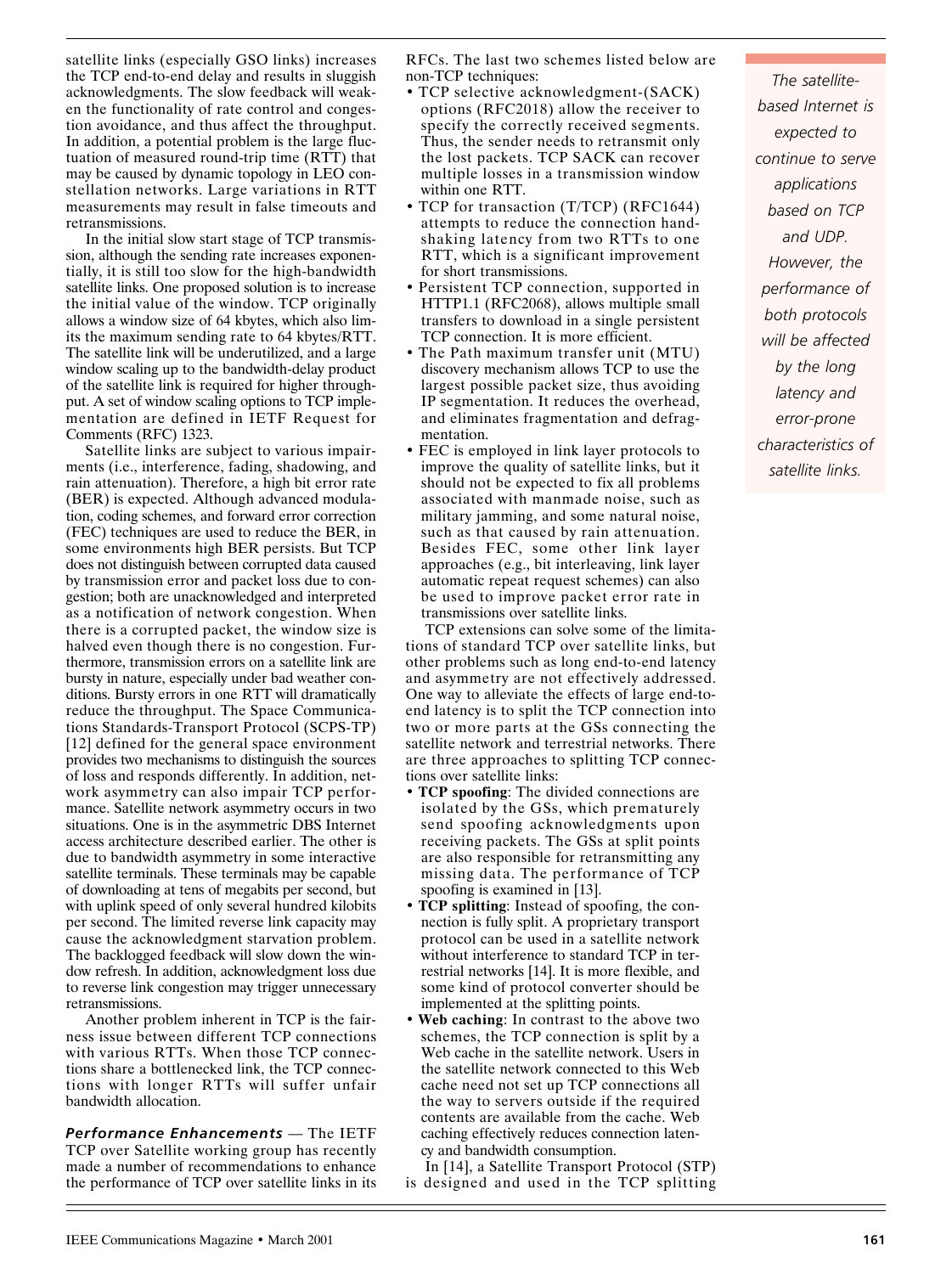satellite links (especially GSO links) increases the TCP end-to-end delay and results in sluggish acknowledgments. The slow feedback will weaken the functionality of rate control and congestion avoidance, and thus affect the throughput. In addition, a potential problem is the large fluctuation of measured round-trip time (RTT) that may be caused by dynamic topology in LEO constellation networks. Large variations in RTT measurements may result in false timeouts and retransmissions.

In the initial slow start stage of TCP transmission, although the sending rate increases exponentially, it is still too slow for the high-bandwidth satellite links. One proposed solution is to increase the initial value of the window. TCP originally allows a window size of 64 kbytes, which also limits the maximum sending rate to 64 kbytes/RTT. The satellite link will be underutilized, and a large window scaling up to the bandwidth-delay product of the satellite link is required for higher throughput. A set of window scaling options to TCP implementation are defined in IETF Request for Comments (RFC) 1323.

Satellite links are subject to various impairments (i.e., interference, fading, shadowing, and rain attenuation). Therefore, a high bit error rate (BER) is expected. Although advanced modulation, coding schemes, and forward error correction (FEC) techniques are used to reduce the BER, in some environments high BER persists. But TCP does not distinguish between corrupted data caused by transmission error and packet loss due to congestion; both are unacknowledged and interpreted as a notification of network congestion. When there is a corrupted packet, the window size is halved even though there is no congestion. Furthermore, transmission errors on a satellite link are bursty in nature, especially under bad weather conditions. Bursty errors in one RTT will dramatically reduce the throughput. The Space Communications Standards-Transport Protocol (SCPS-TP) [12] defined for the general space environment provides two mechanisms to distinguish the sources of loss and responds differently. In addition, network asymmetry can also impair TCP performance. Satellite network asymmetry occurs in two situations. One is in the asymmetric DBS Internet access architecture described earlier. The other is due to bandwidth asymmetry in some interactive satellite terminals. These terminals may be capable of downloading at tens of megabits per second, but with uplink speed of only several hundred kilobits per second. The limited reverse link capacity may cause the acknowledgment starvation problem. The backlogged feedback will slow down the window refresh. In addition, acknowledgment loss due to reverse link congestion may trigger unnecessary retransmissions.

Another problem inherent in TCP is the fairness issue between different TCP connections with various RTTs. When those TCP connections share a bottlenecked link, the TCP connections with longer RTTs will suffer unfair bandwidth allocation.

***Performance Enhancements*** — The IETF TCP over Satellite working group has recently made a number of recommendations to enhance the performance of TCP over satellite links in its RFCs. The last two schemes listed below are non-TCP techniques:

- TCP selective acknowledgment-(SACK) options (RFC2018) allow the receiver to specify the correctly received segments. Thus, the sender needs to retransmit only the lost packets. TCP SACK can recover multiple losses in a transmission window within one RTT.
- TCP for transaction (T/TCP) (RFC1644) attempts to reduce the connection handshaking latency from two RTTs to one RTT, which is a significant improvement for short transmissions.
- Persistent TCP connection, supported in HTTP1.1 (RFC2068), allows multiple small transfers to download in a single persistent TCP connection. It is more efficient.
- The Path maximum transfer unit (MTU) discovery mechanism allows TCP to use the largest possible packet size, thus avoiding IP segmentation. It reduces the overhead, and eliminates fragmentation and defragmentation.
- FEC is employed in link layer protocols to improve the quality of satellite links, but it should not be expected to fix all problems associated with manmade noise, such as military jamming, and some natural noise, such as that caused by rain attenuation. Besides FEC, some other link layer approaches (e.g., bit interleaving, link layer automatic repeat request schemes) can also be used to improve packet error rate in transmissions over satellite links.

TCP extensions can solve some of the limitations of standard TCP over satellite links, but other problems such as long end-to-end latency and asymmetry are not effectively addressed. One way to alleviate the effects of large end-to-end latency is to split the TCP connection into two or more parts at the GSs connecting the satellite network and terrestrial networks. There are three approaches to splitting TCP connections over satellite links:

- **TCP spoofing**: The divided connections are isolated by the GSs, which prematurely send spoofing acknowledgments upon receiving packets. The GSs at split points are also responsible for retransmitting any missing data. The performance of TCP spoofing is examined in [13].
- **TCP splitting**: Instead of spoofing, the connection is fully split. A proprietary transport protocol can be used in a satellite network without interference to standard TCP in terrestrial networks [14]. It is more flexible, and some kind of protocol converter should be implemented at the splitting points.
- **Web caching**: In contrast to the above two schemes, the TCP connection is split by a Web cache in the satellite network. Users in the satellite network connected to this Web cache need not set up TCP connections all the way to servers outside if the required contents are available from the cache. Web caching effectively reduces connection latency and bandwidth consumption.

In [14], a Satellite Transport Protocol (STP) is designed and used in the TCP splitting

*The satellite-based Internet is expected to continue to serve applications based on TCP and UDP. However, the performance of both protocols will be affected by the long latency and error-prone characteristics of satellite links.*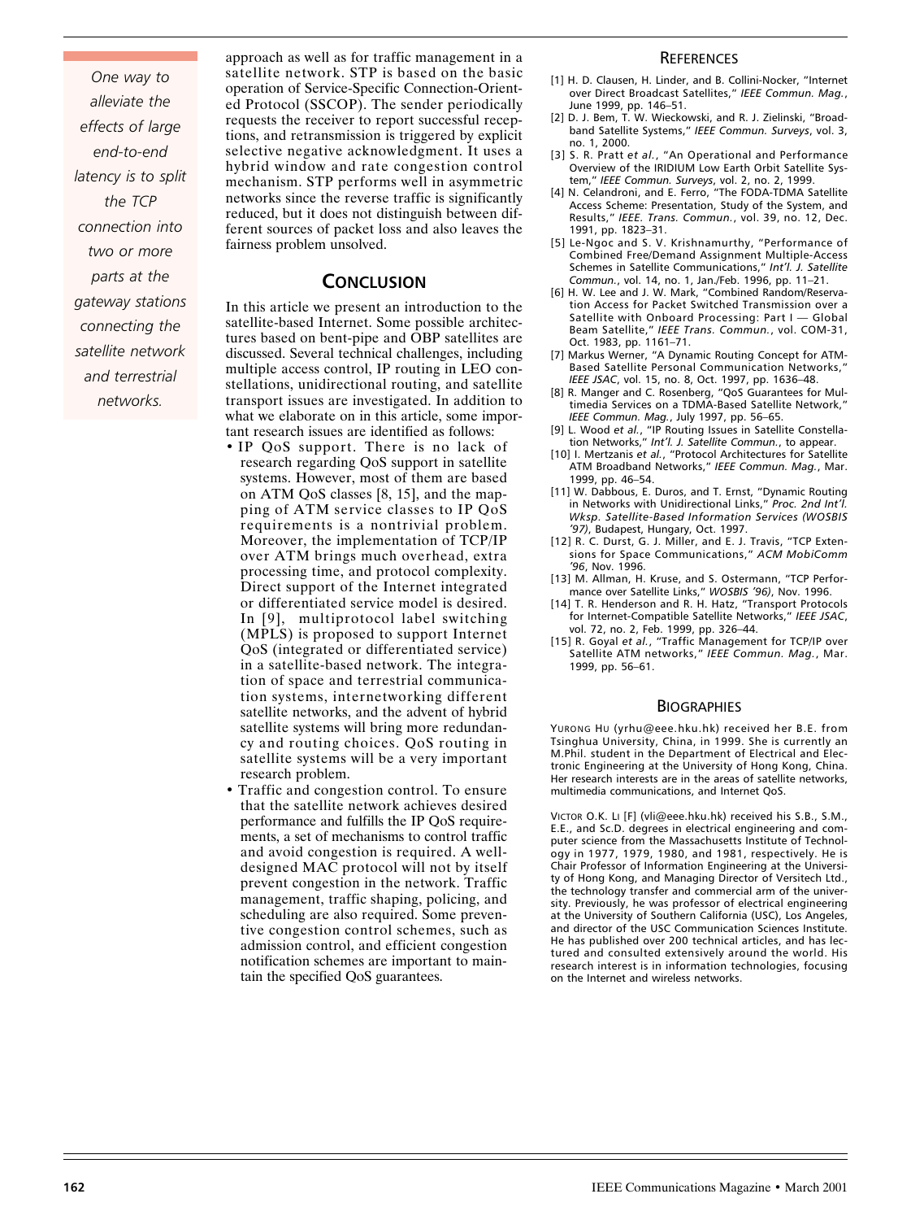*One way to alleviate the effects of large end-to-end latency is to split the TCP connection into two or more parts at the gateway stations connecting the satellite network and terrestrial networks.*

approach as well as for traffic management in a satellite network. STP is based on the basic operation of Service-Specific Connection-Oriented Protocol (SSCOP). The sender periodically requests the receiver to report successful receptions, and retransmission is triggered by explicit selective negative acknowledgment. It uses a hybrid window and rate congestion control mechanism. STP performs well in asymmetric networks since the reverse traffic is significantly reduced, but it does not distinguish between different sources of packet loss and also leaves the fairness problem unsolved.

## Conclusion

In this article we present an introduction to the satellite-based Internet. Some possible architectures based on bent-pipe and OBP satellites are discussed. Several technical challenges, including multiple access control, IP routing in LEO constellations, unidirectional routing, and satellite transport issues are investigated. In addition to what we elaborate on in this article, some important research issues are identified as follows:

- IP QoS support. There is no lack of research regarding QoS support in satellite systems. However, most of them are based on ATM QoS classes [8, 15], and the mapping of ATM service classes to IP QoS requirements is a nontrivial problem. Moreover, the implementation of TCP/IP over ATM brings much overhead, extra processing time, and protocol complexity. Direct support of the Internet integrated or differentiated service model is desired. In [9], multiprotocol label switching (MPLS) is proposed to support Internet QoS (integrated or differentiated service) in a satellite-based network. The integration of space and terrestrial communication systems, internetworking different satellite networks, and the advent of hybrid satellite systems will bring more redundancy and routing choices. QoS routing in satellite systems will be a very important research problem.
- Traffic and congestion control. To ensure that the satellite network achieves desired performance and fulfills the IP QoS requirements, a set of mechanisms to control traffic and avoid congestion is required. A well-designed MAC protocol will not by itself prevent congestion in the network. Traffic management, traffic shaping, policing, and scheduling are also required. Some preventive congestion control schemes, such as admission control, and efficient congestion notification schemes are important to maintain the specified QoS guarantees.

## References

[1] H. D. Clausen, H. Linder, and B. Collini-Nocker, "Internet over Direct Broadcast Satellites," *IEEE Commun. Mag.*, June 1999, pp. 146–51.

[2] D. J. Bem, T. W. Wieckowski, and R. J. Zielinski, "Broadband Satellite Systems," *IEEE Commun. Surveys*, vol. 3, no. 1, 2000.

[3] S. R. Pratt *et al.*, "An Operational and Performance Overview of the IRIDIUM Low Earth Orbit Satellite System," *IEEE Commun. Surveys*, vol. 2, no. 2, 1999.

[4] N. Celandroni, and E. Ferro, "The FODA-TDMA Satellite Access Scheme: Presentation, Study of the System, and Results," *IEEE. Trans. Commun.*, vol. 39, no. 12, Dec. 1991, pp. 1823–31.

[5] Le-Ngoc and S. V. Krishnamurthy, "Performance of Combined Free/Demand Assignment Multiple-Access Schemes in Satellite Communications," *Int'l. J. Satellite Commun.*, vol. 14, no. 1, Jan./Feb. 1996, pp. 11–21.

[6] H. W. Lee and J. W. Mark, "Combined Random/Reservation Access for Packet Switched Transmission over a Satellite with Onboard Processing: Part I — Global Beam Satellite," *IEEE Trans. Commun.*, vol. COM-31, Oct. 1983, pp. 1161–71.

[7] Markus Werner, "A Dynamic Routing Concept for ATM-Based Satellite Personal Communication Networks," *IEEE JSAC*, vol. 15, no. 8, Oct. 1997, pp. 1636–48.

[8] R. Manger and C. Rosenberg, "QoS Guarantees for Multimedia Services on a TDMA-Based Satellite Network," *IEEE Commun. Mag.*, July 1997, pp. 56–65.

[9] L. Wood *et al.*, "IP Routing Issues in Satellite Constellation Networks," *Int'l. J. Satellite Commun.*, to appear.

[10] I. Mertzanis *et al.*, "Protocol Architectures for Satellite ATM Broadband Networks," *IEEE Commun. Mag.*, Mar. 1999, pp. 46–54.

[11] W. Dabbous, E. Duros, and T. Ernst, "Dynamic Routing in Networks with Unidirectional Links," *Proc. 2nd Int'l. Wksp. Satellite-Based Information Services (WOSBIS '97)*, Budapest, Hungary, Oct. 1997.

[12] R. C. Durst, G. J. Miller, and E. J. Travis, "TCP Extensions for Space Communications," *ACM MobiComm '96*, Nov. 1996.

[13] M. Allman, H. Kruse, and S. Ostermann, "TCP Performance over Satellite Links," *WOSBIS '96)*, Nov. 1996.

[14] T. R. Henderson and R. H. Hatz, "Transport Protocols for Internet-Compatible Satellite Networks," *IEEE JSAC*, vol. 72, no. 2, Feb. 1999, pp. 326–44.

[15] R. Goyal *et al.*, "Traffic Management for TCP/IP over Satellite ATM networks," *IEEE Commun. Mag.*, Mar. 1999, pp. 56–61.

## Biographies

Yurong Hu (yrhu@eee.hku.hk) received her B.E. from Tsinghua University, China, in 1999. She is currently an M.Phil. student in the Department of Electrical and Electronic Engineering at the University of Hong Kong, China. Her research interests are in the areas of satellite networks, multimedia communications, and Internet QoS.

Victor O.K. Li [F] (vli@eee.hku.hk) received his S.B., S.M., E.E., and Sc.D. degrees in electrical engineering and computer science from the Massachusetts Institute of Technology in 1977, 1979, 1980, and 1981, respectively. He is Chair Professor of Information Engineering at the University of Hong Kong, and Managing Director of Versitech Ltd., the technology transfer and commercial arm of the university. Previously, he was professor of electrical engineering at the University of Southern California (USC), Los Angeles, and director of the USC Communication Sciences Institute. He has published over 200 technical articles, and has lectured and consulted extensively around the world. His research interest is in information technologies, focusing on the Internet and wireless networks.